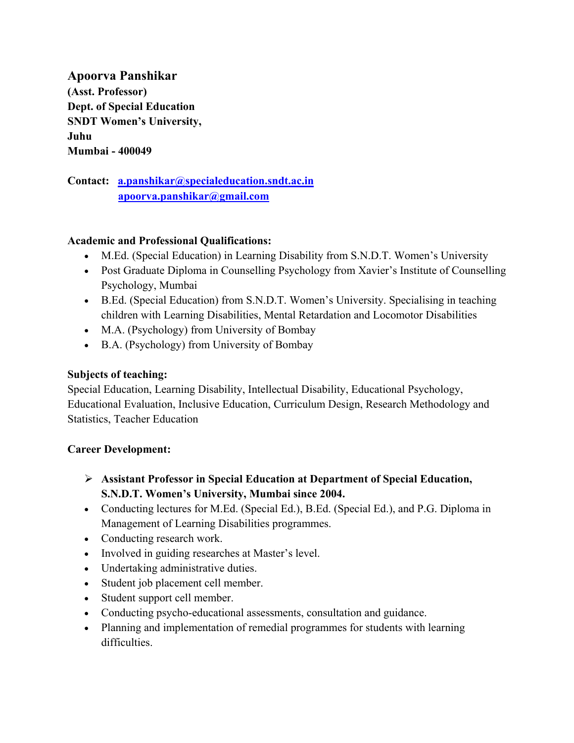**Apoorva Panshikar**
**(Asst. Professor)**
**Dept. of Special Education**
**SNDT Women's University,**
**Juhu**
**Mumbai - 400049**

**Contact:** [a.panshikar@specialeducation.sndt.ac.in](mailto:a.panshikar@specialeducation.sndt.ac.in)
[apoorva.panshikar@gmail.com](mailto:apoorva.panshikar@gmail.com)

**Academic and Professional Qualifications:**

- M.Ed. (Special Education) in Learning Disability from S.N.D.T. Women's University
- Post Graduate Diploma in Counselling Psychology from Xavier's Institute of Counselling Psychology, Mumbai
- B.Ed. (Special Education) from S.N.D.T. Women's University. Specialising in teaching children with Learning Disabilities, Mental Retardation and Locomotor Disabilities
- M.A. (Psychology) from University of Bombay
- B.A. (Psychology) from University of Bombay

**Subjects of teaching:**
Special Education, Learning Disability, Intellectual Disability, Educational Psychology, Educational Evaluation, Inclusive Education, Curriculum Design, Research Methodology and Statistics, Teacher Education

**Career Development:**

- **Assistant Professor in Special Education at Department of Special Education, S.N.D.T. Women's University, Mumbai since 2004.**
- Conducting lectures for M.Ed. (Special Ed.), B.Ed. (Special Ed.), and P.G. Diploma in Management of Learning Disabilities programmes.
- Conducting research work.
- Involved in guiding researches at Master's level.
- Undertaking administrative duties.
- Student job placement cell member.
- Student support cell member.
- Conducting psycho-educational assessments, consultation and guidance.
- Planning and implementation of remedial programmes for students with learning difficulties.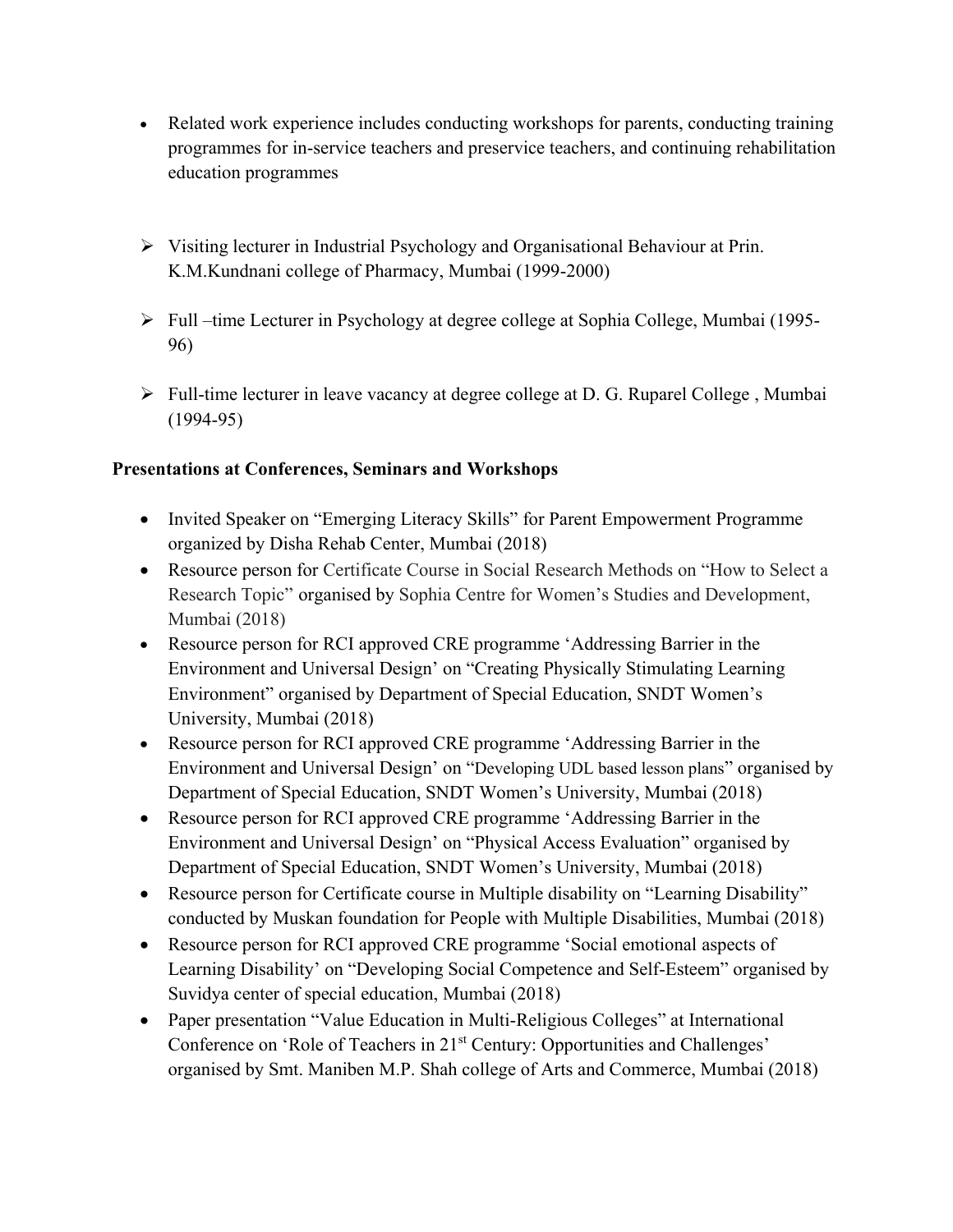- Related work experience includes conducting workshops for parents, conducting training programmes for in-service teachers and preservice teachers, and continuing rehabilitation education programmes

- Visiting lecturer in Industrial Psychology and Organisational Behaviour at Prin. K.M.Kundnani college of Pharmacy, Mumbai (1999-2000)

- Full –time Lecturer in Psychology at degree college at Sophia College, Mumbai (1995-96)

- Full-time lecturer in leave vacancy at degree college at D. G. Ruparel College , Mumbai (1994-95)

**Presentations at Conferences, Seminars and Workshops**

- Invited Speaker on "Emerging Literacy Skills" for Parent Empowerment Programme organized by Disha Rehab Center, Mumbai (2018)
- Resource person for Certificate Course in Social Research Methods on "How to Select a Research Topic" organised by Sophia Centre for Women's Studies and Development, Mumbai (2018)
- Resource person for RCI approved CRE programme 'Addressing Barrier in the Environment and Universal Design' on "Creating Physically Stimulating Learning Environment" organised by Department of Special Education, SNDT Women's University, Mumbai (2018)
- Resource person for RCI approved CRE programme 'Addressing Barrier in the Environment and Universal Design' on "Developing UDL based lesson plans" organised by Department of Special Education, SNDT Women's University, Mumbai (2018)
- Resource person for RCI approved CRE programme 'Addressing Barrier in the Environment and Universal Design' on "Physical Access Evaluation" organised by Department of Special Education, SNDT Women's University, Mumbai (2018)
- Resource person for Certificate course in Multiple disability on "Learning Disability" conducted by Muskan foundation for People with Multiple Disabilities, Mumbai (2018)
- Resource person for RCI approved CRE programme 'Social emotional aspects of Learning Disability' on "Developing Social Competence and Self-Esteem" organised by Suvidya center of special education, Mumbai (2018)
- Paper presentation "Value Education in Multi-Religious Colleges" at International Conference on 'Role of Teachers in 21st Century: Opportunities and Challenges' organised by Smt. Maniben M.P. Shah college of Arts and Commerce, Mumbai (2018)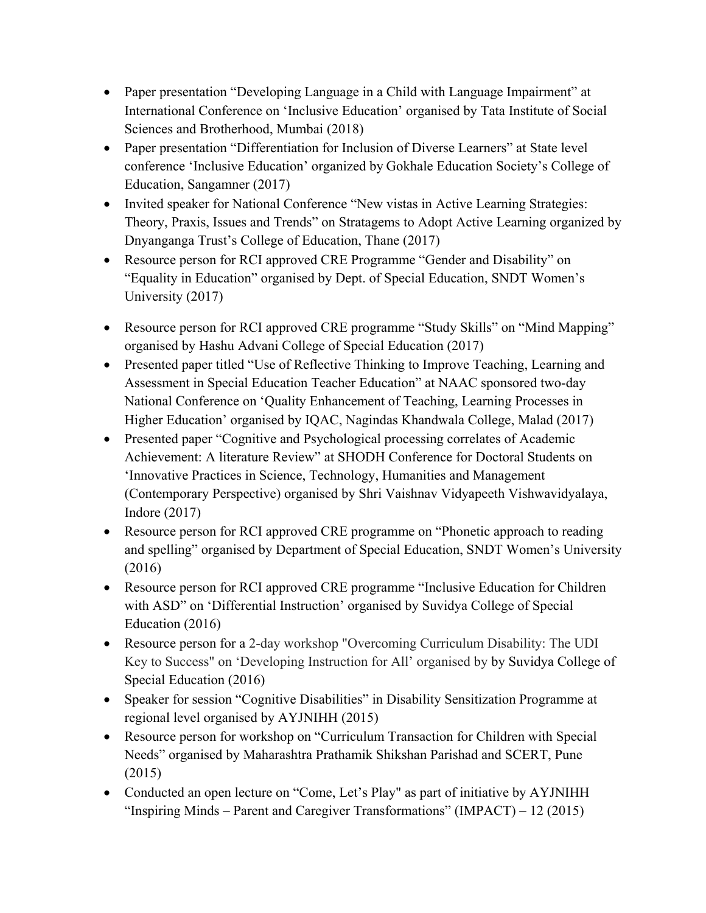- Paper presentation "Developing Language in a Child with Language Impairment" at International Conference on 'Inclusive Education' organised by Tata Institute of Social Sciences and Brotherhood, Mumbai (2018)
- Paper presentation "Differentiation for Inclusion of Diverse Learners" at State level conference 'Inclusive Education' organized by Gokhale Education Society's College of Education, Sangamner (2017)
- Invited speaker for National Conference "New vistas in Active Learning Strategies: Theory, Praxis, Issues and Trends" on Stratagems to Adopt Active Learning organized by Dnyanganga Trust's College of Education, Thane (2017)
- Resource person for RCI approved CRE Programme "Gender and Disability" on "Equality in Education" organised by Dept. of Special Education, SNDT Women's University (2017)
- Resource person for RCI approved CRE programme "Study Skills" on "Mind Mapping" organised by Hashu Advani College of Special Education (2017)
- Presented paper titled "Use of Reflective Thinking to Improve Teaching, Learning and Assessment in Special Education Teacher Education" at NAAC sponsored two-day National Conference on 'Quality Enhancement of Teaching, Learning Processes in Higher Education' organised by IQAC, Nagindas Khandwala College, Malad (2017)
- Presented paper "Cognitive and Psychological processing correlates of Academic Achievement: A literature Review" at SHODH Conference for Doctoral Students on 'Innovative Practices in Science, Technology, Humanities and Management (Contemporary Perspective) organised by Shri Vaishnav Vidyapeeth Vishwavidyalaya, Indore (2017)
- Resource person for RCI approved CRE programme on "Phonetic approach to reading and spelling" organised by Department of Special Education, SNDT Women's University (2016)
- Resource person for RCI approved CRE programme "Inclusive Education for Children with ASD" on 'Differential Instruction' organised by Suvidya College of Special Education (2016)
- Resource person for a 2-day workshop "Overcoming Curriculum Disability: The UDI Key to Success" on 'Developing Instruction for All' organised by by Suvidya College of Special Education (2016)
- Speaker for session "Cognitive Disabilities" in Disability Sensitization Programme at regional level organised by AYJNIHH (2015)
- Resource person for workshop on "Curriculum Transaction for Children with Special Needs" organised by Maharashtra Prathamik Shikshan Parishad and SCERT, Pune (2015)
- Conducted an open lecture on "Come, Let's Play" as part of initiative by AYJNIHH "Inspiring Minds – Parent and Caregiver Transformations" (IMPACT) – 12 (2015)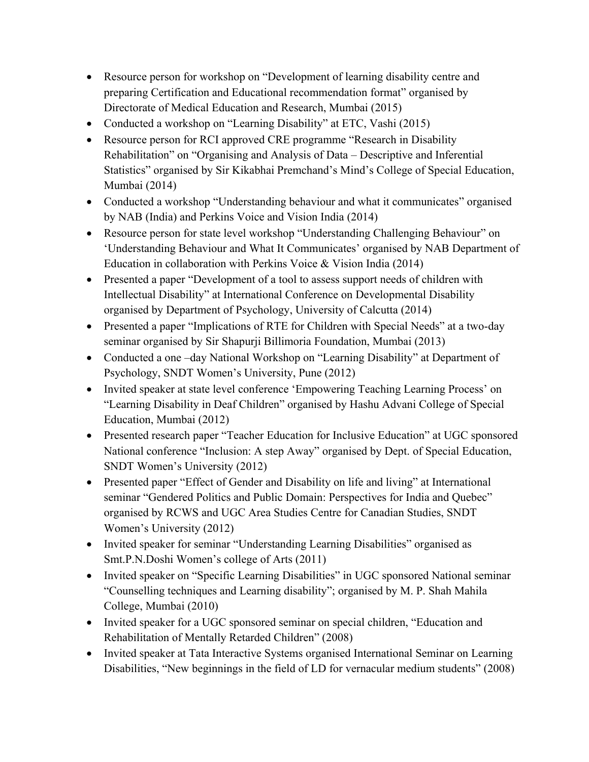- Resource person for workshop on “Development of learning disability centre and preparing Certification and Educational recommendation format” organised by Directorate of Medical Education and Research, Mumbai (2015)
- Conducted a workshop on “Learning Disability” at ETC, Vashi (2015)
- Resource person for RCI approved CRE programme “Research in Disability Rehabilitation” on “Organising and Analysis of Data – Descriptive and Inferential Statistics” organised by Sir Kikabhai Premchand’s Mind’s College of Special Education, Mumbai (2014)
- Conducted a workshop “Understanding behaviour and what it communicates” organised by NAB (India) and Perkins Voice and Vision India (2014)
- Resource person for state level workshop “Understanding Challenging Behaviour” on ‘Understanding Behaviour and What It Communicates’ organised by NAB Department of Education in collaboration with Perkins Voice & Vision India (2014)
- Presented a paper “Development of a tool to assess support needs of children with Intellectual Disability” at International Conference on Developmental Disability organised by Department of Psychology, University of Calcutta (2014)
- Presented a paper “Implications of RTE for Children with Special Needs” at a two-day seminar organised by Sir Shapurji Billimoria Foundation, Mumbai (2013)
- Conducted a one –day National Workshop on “Learning Disability” at Department of Psychology, SNDT Women’s University, Pune (2012)
- Invited speaker at state level conference ‘Empowering Teaching Learning Process’ on “Learning Disability in Deaf Children” organised by Hashu Advani College of Special Education, Mumbai (2012)
- Presented research paper “Teacher Education for Inclusive Education” at UGC sponsored National conference “Inclusion: A step Away” organised by Dept. of Special Education, SNDT Women’s University (2012)
- Presented paper “Effect of Gender and Disability on life and living” at International seminar “Gendered Politics and Public Domain: Perspectives for India and Quebec” organised by RCWS and UGC Area Studies Centre for Canadian Studies, SNDT Women’s University (2012)
- Invited speaker for seminar “Understanding Learning Disabilities” organised as Smt.P.N.Doshi Women’s college of Arts (2011)
- Invited speaker on “Specific Learning Disabilities” in UGC sponsored National seminar “Counselling techniques and Learning disability”; organised by M. P. Shah Mahila College, Mumbai (2010)
- Invited speaker for a UGC sponsored seminar on special children, “Education and Rehabilitation of Mentally Retarded Children” (2008)
- Invited speaker at Tata Interactive Systems organised International Seminar on Learning Disabilities, “New beginnings in the field of LD for vernacular medium students” (2008)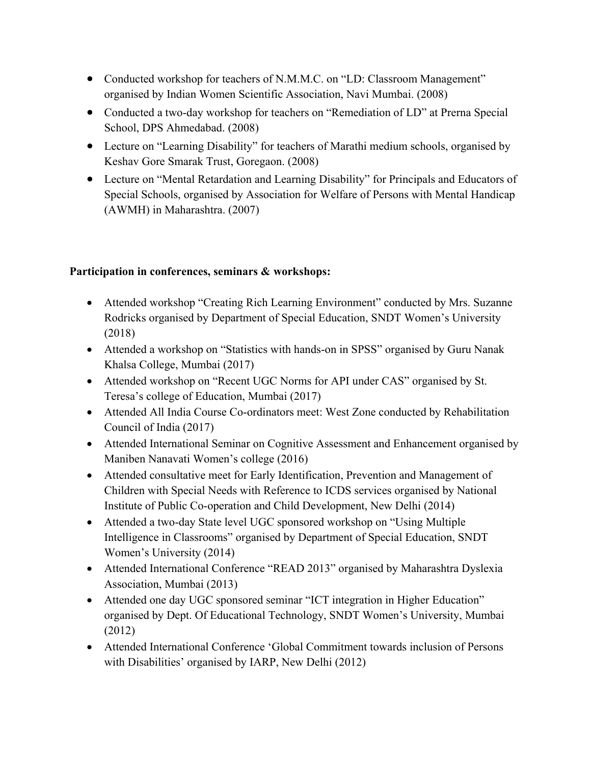- Conducted workshop for teachers of N.M.M.C. on "LD: Classroom Management" organised by Indian Women Scientific Association, Navi Mumbai. (2008)
- Conducted a two-day workshop for teachers on "Remediation of LD" at Prerna Special School, DPS Ahmedabad. (2008)
- Lecture on "Learning Disability" for teachers of Marathi medium schools, organised by Keshav Gore Smarak Trust, Goregaon. (2008)
- Lecture on "Mental Retardation and Learning Disability" for Principals and Educators of Special Schools, organised by Association for Welfare of Persons with Mental Handicap (AWMH) in Maharashtra. (2007)

**Participation in conferences, seminars & workshops:**

- Attended workshop "Creating Rich Learning Environment" conducted by Mrs. Suzanne Rodricks organised by Department of Special Education, SNDT Women's University (2018)
- Attended a workshop on "Statistics with hands-on in SPSS" organised by Guru Nanak Khalsa College, Mumbai (2017)
- Attended workshop on "Recent UGC Norms for API under CAS" organised by St. Teresa's college of Education, Mumbai (2017)
- Attended All India Course Co-ordinators meet: West Zone conducted by Rehabilitation Council of India (2017)
- Attended International Seminar on Cognitive Assessment and Enhancement organised by Maniben Nanavati Women's college (2016)
- Attended consultative meet for Early Identification, Prevention and Management of Children with Special Needs with Reference to ICDS services organised by National Institute of Public Co-operation and Child Development, New Delhi (2014)
- Attended a two-day State level UGC sponsored workshop on "Using Multiple Intelligence in Classrooms" organised by Department of Special Education, SNDT Women's University (2014)
- Attended International Conference "READ 2013" organised by Maharashtra Dyslexia Association, Mumbai (2013)
- Attended one day UGC sponsored seminar "ICT integration in Higher Education" organised by Dept. Of Educational Technology, SNDT Women's University, Mumbai (2012)
- Attended International Conference 'Global Commitment towards inclusion of Persons with Disabilities' organised by IARP, New Delhi (2012)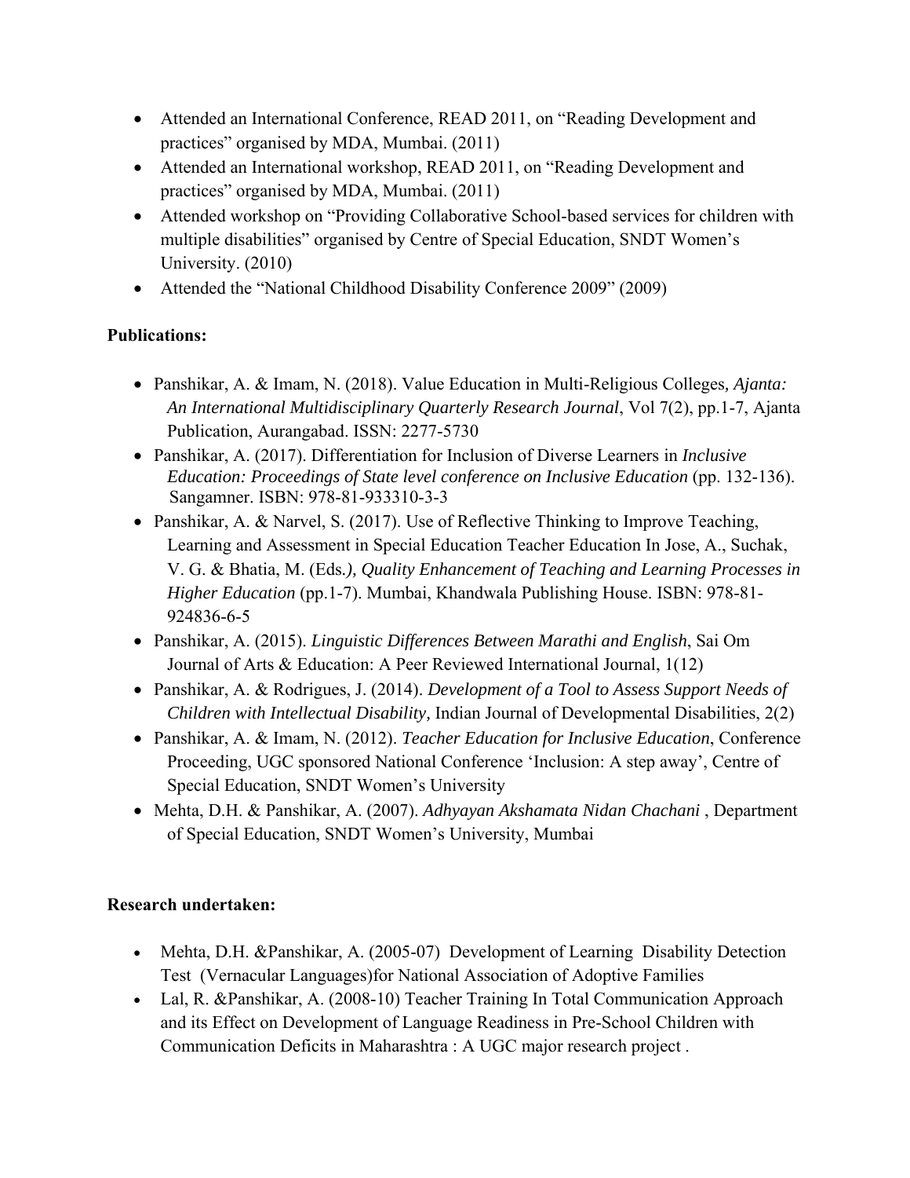- Attended an International Conference, READ 2011, on "Reading Development and practices" organised by MDA, Mumbai. (2011)
- Attended an International workshop, READ 2011, on "Reading Development and practices" organised by MDA, Mumbai. (2011)
- Attended workshop on "Providing Collaborative School-based services for children with multiple disabilities" organised by Centre of Special Education, SNDT Women's University. (2010)
- Attended the "National Childhood Disability Conference 2009" (2009)

**Publications:**

- Panshikar, A. & Imam, N. (2018). Value Education in Multi-Religious Colleges*, Ajanta: An International Multidisciplinary Quarterly Research Journal*, Vol 7(2), pp.1-7, Ajanta Publication, Aurangabad. ISSN: 2277-5730
- Panshikar, A. (2017). Differentiation for Inclusion of Diverse Learners in *Inclusive Education: Proceedings of State level conference on Inclusive Education* (pp. 132-136). Sangamner. ISBN: 978-81-933310-3-3
- Panshikar, A. & Narvel, S. (2017). Use of Reflective Thinking to Improve Teaching, Learning and Assessment in Special Education Teacher Education In Jose, A., Suchak, V. G. & Bhatia, M. (Eds*.), Quality Enhancement of Teaching and Learning Processes in Higher Education* (pp.1-7). Mumbai, Khandwala Publishing House. ISBN: 978-81-924836-6-5
- Panshikar, A. (2015). *Linguistic Differences Between Marathi and English*, Sai Om Journal of Arts & Education: A Peer Reviewed International Journal, 1(12)
- Panshikar, A. & Rodrigues, J. (2014). *Development of a Tool to Assess Support Needs of Children with Intellectual Disability,* Indian Journal of Developmental Disabilities, 2(2)
- Panshikar, A. & Imam, N. (2012). *Teacher Education for Inclusive Education*, Conference Proceeding, UGC sponsored National Conference 'Inclusion: A step away', Centre of Special Education, SNDT Women's University
- Mehta, D.H. & Panshikar, A. (2007). *Adhyayan Akshamata Nidan Chachani* , Department of Special Education, SNDT Women's University, Mumbai

**Research undertaken:**

- Mehta, D.H. &Panshikar, A. (2005-07) Development of Learning Disability Detection Test (Vernacular Languages)for National Association of Adoptive Families
- Lal, R. &Panshikar, A. (2008-10) Teacher Training In Total Communication Approach and its Effect on Development of Language Readiness in Pre-School Children with Communication Deficits in Maharashtra : A UGC major research project .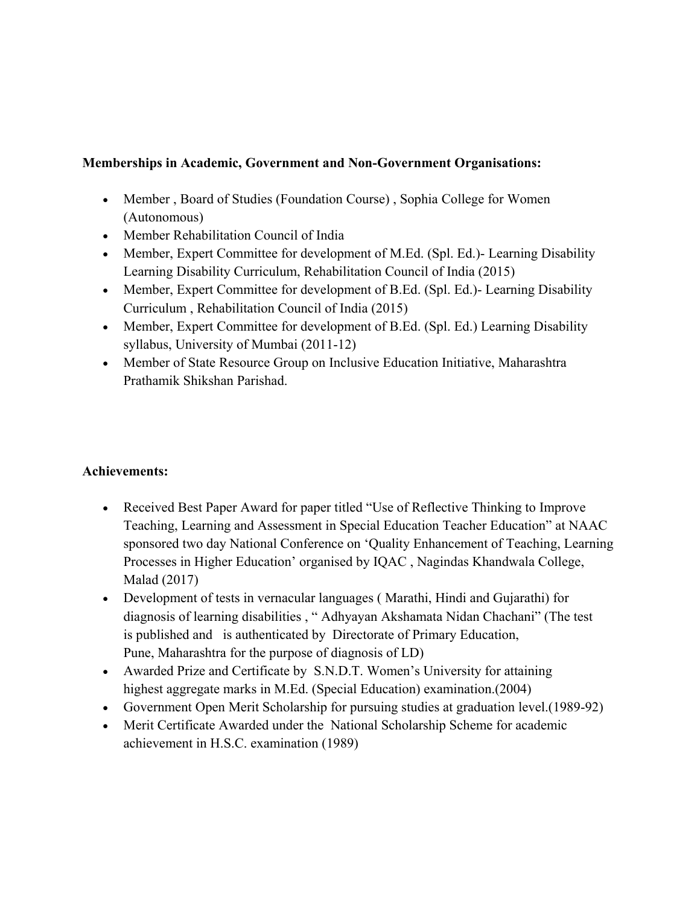**Memberships in Academic, Government and Non-Government Organisations:**

- Member , Board of Studies (Foundation Course) , Sophia College for Women (Autonomous)
- Member Rehabilitation Council of India
- Member, Expert Committee for development of M.Ed. (Spl. Ed.)- Learning Disability Learning Disability Curriculum, Rehabilitation Council of India (2015)
- Member, Expert Committee for development of B.Ed. (Spl. Ed.)- Learning Disability Curriculum , Rehabilitation Council of India (2015)
- Member, Expert Committee for development of B.Ed. (Spl. Ed.) Learning Disability syllabus, University of Mumbai (2011-12)
- Member of State Resource Group on Inclusive Education Initiative, Maharashtra Prathamik Shikshan Parishad.

**Achievements:**

- Received Best Paper Award for paper titled "Use of Reflective Thinking to Improve Teaching, Learning and Assessment in Special Education Teacher Education" at NAAC sponsored two day National Conference on 'Quality Enhancement of Teaching, Learning Processes in Higher Education' organised by IQAC , Nagindas Khandwala College, Malad (2017)
- Development of tests in vernacular languages ( Marathi, Hindi and Gujarathi) for diagnosis of learning disabilities , " Adhyayan Akshamata Nidan Chachani" (The test is published and is authenticated by Directorate of Primary Education, Pune, Maharashtra for the purpose of diagnosis of LD)
- Awarded Prize and Certificate by S.N.D.T. Women's University for attaining highest aggregate marks in M.Ed. (Special Education) examination.(2004)
- Government Open Merit Scholarship for pursuing studies at graduation level.(1989-92)
- Merit Certificate Awarded under the National Scholarship Scheme for academic achievement in H.S.C. examination (1989)